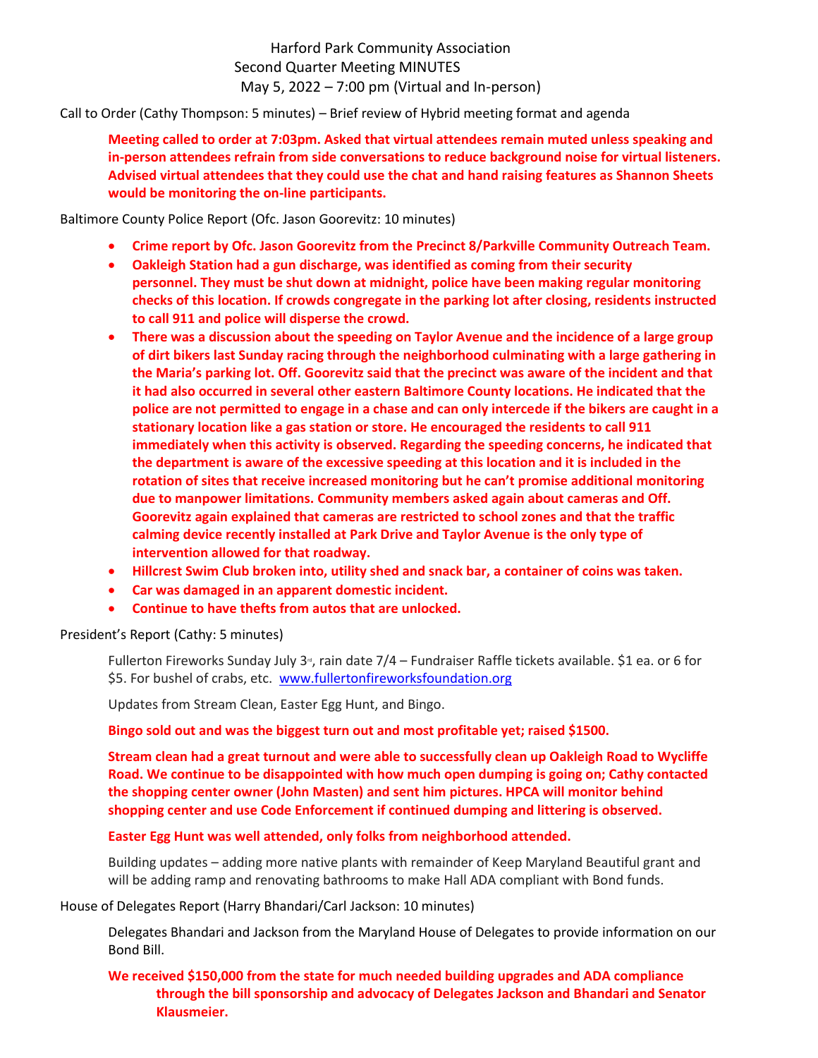# Harford Park Community Association
## Second Quarter Meeting MINUTES
### May 5, 2022 – 7:00 pm (Virtual and In-person)

Call to Order (Cathy Thompson: 5 minutes) – Brief review of Hybrid meeting format and agenda

**Meeting called to order at 7:03pm. Asked that virtual attendees remain muted unless speaking and in-person attendees refrain from side conversations to reduce background noise for virtual listeners. Advised virtual attendees that they could use the chat and hand raising features as Shannon Sheets would be monitoring the on-line participants.**

Baltimore County Police Report (Ofc. Jason Goorevitz: 10 minutes)

- **Crime report by Ofc. Jason Goorevitz from the Precinct 8/Parkville Community Outreach Team.**
- **Oakleigh Station had a gun discharge, was identified as coming from their security personnel. They must be shut down at midnight, police have been making regular monitoring checks of this location. If crowds congregate in the parking lot after closing, residents instructed to call 911 and police will disperse the crowd.**
- **There was a discussion about the speeding on Taylor Avenue and the incidence of a large group of dirt bikers last Sunday racing through the neighborhood culminating with a large gathering in the Maria's parking lot. Off. Goorevitz said that the precinct was aware of the incident and that it had also occurred in several other eastern Baltimore County locations. He indicated that the police are not permitted to engage in a chase and can only intercede if the bikers are caught in a stationary location like a gas station or store. He encouraged the residents to call 911 immediately when this activity is observed. Regarding the speeding concerns, he indicated that the department is aware of the excessive speeding at this location and it is included in the rotation of sites that receive increased monitoring but he can't promise additional monitoring due to manpower limitations. Community members asked again about cameras and Off. Goorevitz again explained that cameras are restricted to school zones and that the traffic calming device recently installed at Park Drive and Taylor Avenue is the only type of intervention allowed for that roadway.**
- **Hillcrest Swim Club broken into, utility shed and snack bar, a container of coins was taken.**
- **Car was damaged in an apparent domestic incident.**
- **Continue to have thefts from autos that are unlocked.**

President's Report (Cathy: 5 minutes)

Fullerton Fireworks Sunday July 3rd, rain date 7/4 – Fundraiser Raffle tickets available. $1 ea. or 6 for $5. For bushel of crabs, etc. www.fullertonfireworksfoundation.org

Updates from Stream Clean, Easter Egg Hunt, and Bingo.

**Bingo sold out and was the biggest turn out and most profitable yet; raised $1500.**

**Stream clean had a great turnout and were able to successfully clean up Oakleigh Road to Wycliffe Road. We continue to be disappointed with how much open dumping is going on; Cathy contacted the shopping center owner (John Masten) and sent him pictures. HPCA will monitor behind shopping center and use Code Enforcement if continued dumping and littering is observed.**

**Easter Egg Hunt was well attended, only folks from neighborhood attended.**

Building updates – adding more native plants with remainder of Keep Maryland Beautiful grant and will be adding ramp and renovating bathrooms to make Hall ADA compliant with Bond funds.

House of Delegates Report (Harry Bhandari/Carl Jackson: 10 minutes)

Delegates Bhandari and Jackson from the Maryland House of Delegates to provide information on our Bond Bill.

**We received $150,000 from the state for much needed building upgrades and ADA compliance through the bill sponsorship and advocacy of Delegates Jackson and Bhandari and Senator Klausmeier.**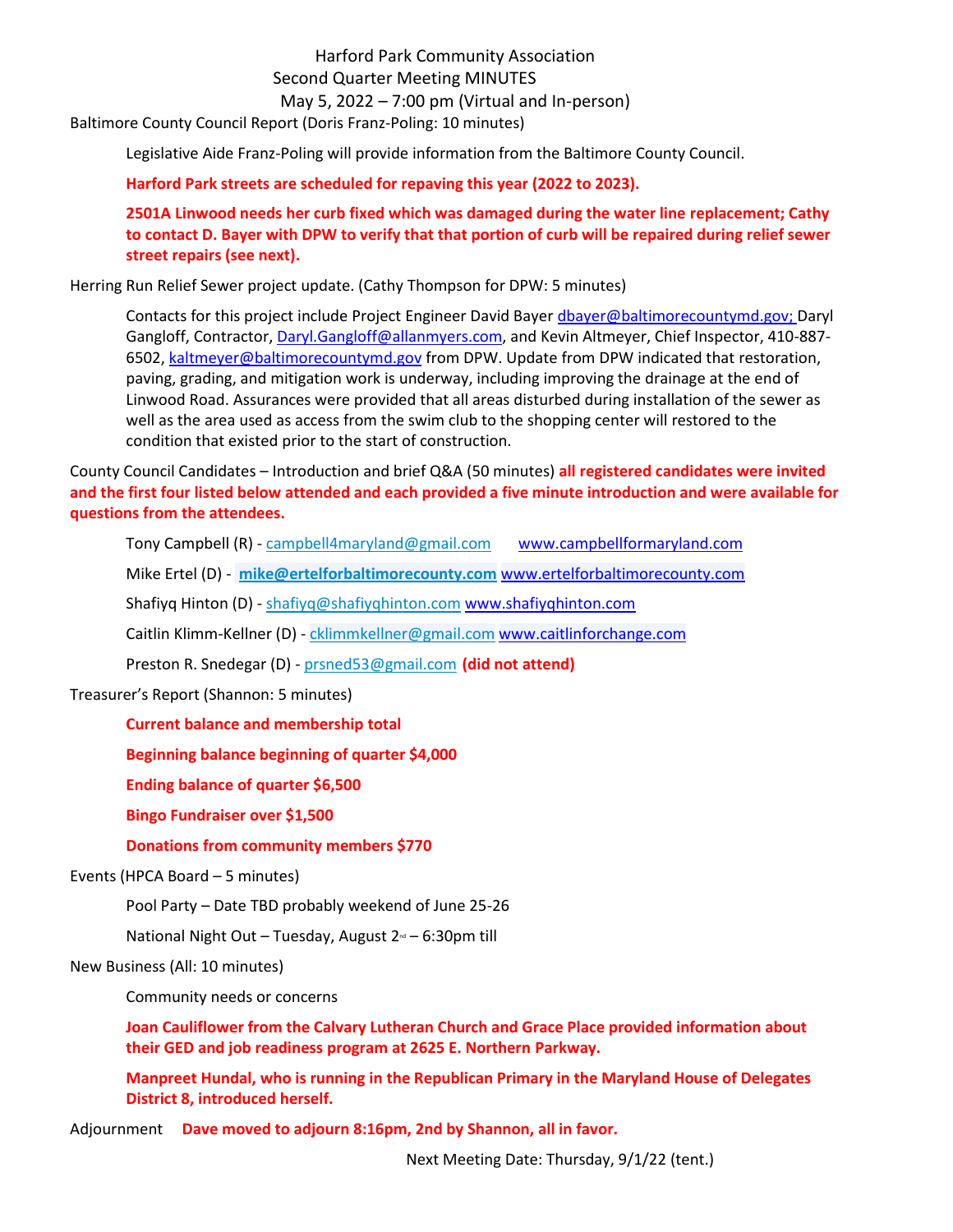Harford Park Community Association

Second Quarter Meeting MINUTES

May 5, 2022 – 7:00 pm (Virtual and In-person)

Baltimore County Council Report (Doris Franz-Poling: 10 minutes)

Legislative Aide Franz-Poling will provide information from the Baltimore County Council.

**Harford Park streets are scheduled for repaving this year (2022 to 2023).**

**2501A Linwood needs her curb fixed which was damaged during the water line replacement; Cathy to contact D. Bayer with DPW to verify that that portion of curb will be repaired during relief sewer street repairs (see next).**

Herring Run Relief Sewer project update. (Cathy Thompson for DPW: 5 minutes)

Contacts for this project include Project Engineer David Bayer dbayer@baltimorecountymd.gov; Daryl Gangloff, Contractor, Daryl.Gangloff@allanmyers.com, and Kevin Altmeyer, Chief Inspector, 410-887-6502, kaltmeyer@baltimorecountymd.gov from DPW. Update from DPW indicated that restoration, paving, grading, and mitigation work is underway, including improving the drainage at the end of Linwood Road. Assurances were provided that all areas disturbed during installation of the sewer as well as the area used as access from the swim club to the shopping center will restored to the condition that existed prior to the start of construction.

County Council Candidates – Introduction and brief Q&A (50 minutes) **all registered candidates were invited and the first four listed below attended and each provided a five minute introduction and were available for questions from the attendees.**

Tony Campbell (R) - campbell4maryland@gmail.com www.campbellformaryland.com

Mike Ertel (D) - **mike@ertelforbaltimorecounty.com** www.ertelforbaltimorecounty.com

Shafiyq Hinton (D) - shafiyq@shafiyqhinton.com www.shafiyqhinton.com

Caitlin Klimm-Kellner (D) - cklimmkellner@gmail.com www.caitlinforchange.com

Preston R. Snedegar (D) - prsned53@gmail.com **(did not attend)**

Treasurer's Report (Shannon: 5 minutes)

**Current balance and membership total**

**Beginning balance beginning of quarter $4,000**

**Ending balance of quarter $6,500**

**Bingo Fundraiser over $1,500**

**Donations from community members $770**

Events (HPCA Board – 5 minutes)

Pool Party – Date TBD probably weekend of June 25-26

National Night Out – Tuesday, August 2nd – 6:30pm till

New Business (All: 10 minutes)

Community needs or concerns

**Joan Cauliflower from the Calvary Lutheran Church and Grace Place provided information about their GED and job readiness program at 2625 E. Northern Parkway.**

**Manpreet Hundal, who is running in the Republican Primary in the Maryland House of Delegates District 8, introduced herself.**

Adjournment **Dave moved to adjourn 8:16pm, 2nd by Shannon, all in favor.**

Next Meeting Date: Thursday, 9/1/22 (tent.)